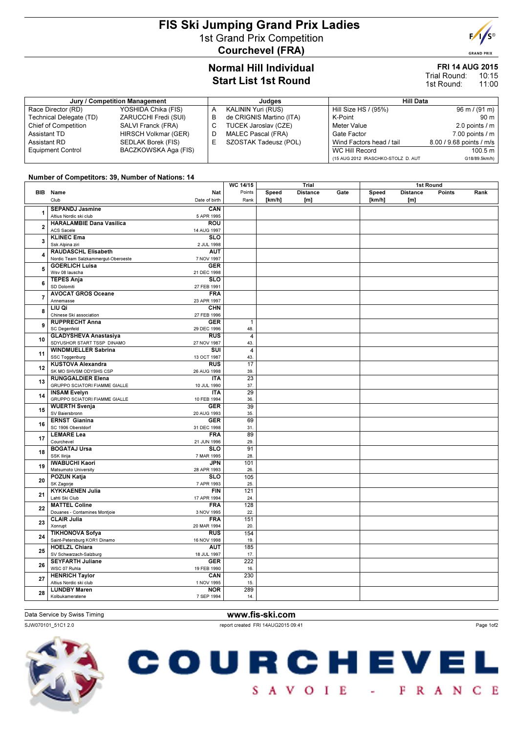# FIS Ski Jumping Grand Prix Ladies

1st Grand Prix Competition

**Courchevel (FRA)**

## Normal Hill Individual
## Start List 1st Round

**FRI 14 AUG 2015**

Trial Round: 10:15

1st Round: 11:00

| Jury / Competition Management | | Judges | | Hill Data | |
|---|---|---|---|---|---|
| Race Director (RD) | YOSHIDA Chika (FIS) | A | KALININ Yuri (RUS) | Hill Size HS / (95%) | 96 m / (91 m) |
| Technical Delegate (TD) | ZARUCCHI Fredi (SUI) | B | de CRIGNIS Martino (ITA) | K-Point | 90 m |
| Chief of Competition | SALVI Franck (FRA) | C | TUCEK Jaroslav (CZE) | Meter Value | 2.0 points / m |
| Assistant TD | HIRSCH Volkmar (GER) | D | MALEC Pascal (FRA) | Gate Factor | 7.00 points / m |
| Assistant RD | SEDLAK Borek (FIS) | E | SZOSTAK Tadeusz (POL) | Wind Factors head / tail | 8.00 / 9.68 points / m/s |
| Equipment Control | BACZKOWSKA Aga (FIS) | | | WC Hill Record | 100.5 m |
| | | | | (15 AUG 2012 IRASCHKO-STOLZ D. AUT | G18/89.5km/h) |

**Number of Competitors: 39, Number of Nations: 14**

| BIB | Name / Club | Nat / Date of birth | WC 14/15 Points / Rank | Trial Speed [km/h] | Trial Distance [m] | Trial Gate | 1st Round Speed [km/h] | 1st Round Distance [m] | 1st Round Points | 1st Round Rank |
|---|---|---|---|---|---|---|---|---|---|---|
| 1 | **SEPANDJ Jasmine**<br>Altius Nordic ski club | **CAN**<br>5 APR 1995 | | | | | | | | |
| 2 | **HARALAMBIE Dana Vasilica**<br>ACS Sacele | **ROU**<br>14 AUG 1997 | | | | | | | | |
| 3 | **KLINEC Ema**<br>Ssk Alpina ziri | **SLO**<br>2 JUL 1998 | | | | | | | | |
| 4 | **RAUDASCHL Elisabeth**<br>Nordic Team Salzkammergut-Oberoeste | **AUT**<br>7 NOV 1997 | | | | | | | | |
| 5 | **GOERLICH Luisa**<br>Wsv 08 lauscha | **GER**<br>21 DEC 1998 | | | | | | | | |
| 6 | **TEPES Anja**<br>SD Dolomiti | **SLO**<br>27 FEB 1991 | | | | | | | | |
| 7 | **AVOCAT GROS Oceane**<br>Annemasse | **FRA**<br>23 APR 1997 | | | | | | | | |
| 8 | **LIU Qi**<br>Chinese Ski association | **CHN**<br>27 FEB 1996 | | | | | | | | |
| 9 | **RUPPRECHT Anna**<br>SC Degenfeld | **GER**<br>29 DEC 1996 | 1<br>48. | | | | | | | |
| 10 | **GLADYSHEVA Anastasiya**<br>SDYUSHOR START TSSP DINAMO | **RUS**<br>27 NOV 1987 | 4<br>43. | | | | | | | |
| 11 | **WINDMUELLER Sabrina**<br>SSC Toggenburg | **SUI**<br>13 OCT 1987 | 4<br>43. | | | | | | | |
| 12 | **KUSTOVA Alexandra**<br>SK MO SHVSM ODYSHS CSP | **RUS**<br>26 AUG 1998 | 17<br>39. | | | | | | | |
| 13 | **RUNGGALDIER Elena**<br>GRUPPO SCIATORI FIAMME GIALLE | **ITA**<br>10 JUL 1990 | 23<br>37. | | | | | | | |
| 14 | **INSAM Evelyn**<br>GRUPPO SCIATORI FIAMME GIALLE | **ITA**<br>10 FEB 1994 | 29<br>36. | | | | | | | |
| 15 | **WUERTH Svenja**<br>SV Baiersbronn | **GER**<br>20 AUG 1993 | 39<br>35. | | | | | | | |
| 16 | **ERNST Gianina**<br>SC 1906 Oberstdorf | **GER**<br>31 DEC 1998 | 69<br>31. | | | | | | | |
| 17 | **LEMARE Lea**<br>Courchevel | **FRA**<br>21 JUN 1996 | 89<br>29. | | | | | | | |
| 18 | **BOGATAJ Ursa**<br>SSK Ilirija | **SLO**<br>7 MAR 1995 | 91<br>28. | | | | | | | |
| 19 | **IWABUCHI Kaori**<br>Matsumoto University | **JPN**<br>28 APR 1993 | 101<br>26. | | | | | | | |
| 20 | **POZUN Katja**<br>SK Zagorje | **SLO**<br>7 APR 1993 | 105<br>25. | | | | | | | |
| 21 | **KYKKAENEN Julia**<br>Lahti Ski Club | **FIN**<br>17 APR 1994 | 121<br>24. | | | | | | | |
| 22 | **MATTEL Coline**<br>Douanes - Contamines Montjoie | **FRA**<br>3 NOV 1995 | 128<br>22. | | | | | | | |
| 23 | **CLAIR Julia**<br>Xonrupt | **FRA**<br>20 MAR 1994 | 151<br>20. | | | | | | | |
| 24 | **TIKHONOVA Sofya**<br>Saint-Petersburg KOR1 Dinamo | **RUS**<br>16 NOV 1998 | 154<br>19. | | | | | | | |
| 25 | **HOELZL Chiara**<br>SV Schwarzach-Salzburg | **AUT**<br>18 JUL 1997 | 185<br>17. | | | | | | | |
| 26 | **SEYFARTH Juliane**<br>WSC 07 Ruhla | **GER**<br>19 FEB 1990 | 222<br>16. | | | | | | | |
| 27 | **HENRICH Taylor**<br>Altius Nordic ski club | **CAN**<br>1 NOV 1995 | 230<br>15. | | | | | | | |
| 28 | **LUNDBY Maren**<br>Kolbukameratene | **NOR**<br>7 SEP 1994 | 289<br>14. | | | | | | | |

Data Service by Swiss Timing

www.fis-ski.com

SJW070101_51C1 2.0

report created FRI 14AUG2015 09:41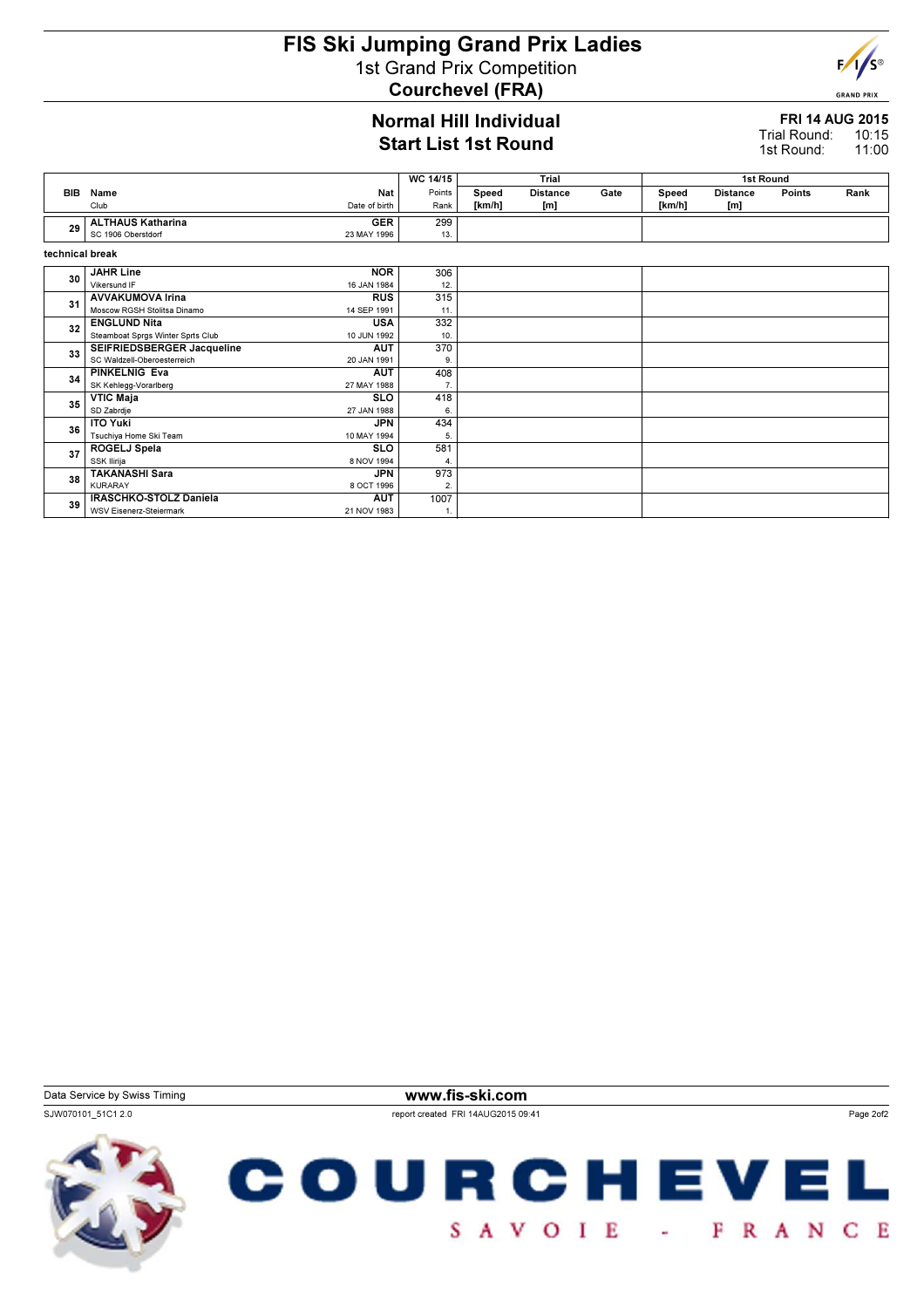# FIS Ski Jumping Grand Prix Ladies

1st Grand Prix Competition

**Courchevel (FRA)**

## Normal Hill Individual
## Start List 1st Round

**FRI 14 AUG 2015**
Trial Round: 10:15
1st Round: 11:00

| BIB | Name / Club | Nat / Date of birth | WC 14/15 Points / Rank | Trial Speed [km/h] | Trial Distance [m] | Trial Gate | 1st Round Speed [km/h] | 1st Round Distance [m] | 1st Round Points | 1st Round Rank |
|---|---|---|---|---|---|---|---|---|---|---|
| 29 | **ALTHAUS Katharina** / SC 1906 Oberstdorf | **GER** / 23 MAY 1996 | 299 / 13. | | | | | | | |
| | technical break | | | | | | | | | |
| 30 | **JAHR Line** / Vikersund IF | **NOR** / 16 JAN 1984 | 306 / 12. | | | | | | | |
| 31 | **AVVAKUMOVA Irina** / Moscow RGSH Stolitsa Dinamo | **RUS** / 14 SEP 1991 | 315 / 11. | | | | | | | |
| 32 | **ENGLUND Nita** / Steamboat Sprgs Winter Sprts Club | **USA** / 10 JUN 1992 | 332 / 10. | | | | | | | |
| 33 | **SEIFRIEDSBERGER Jacqueline** / SC Waldzell-Oberoesterreich | **AUT** / 20 JAN 1991 | 370 / 9. | | | | | | | |
| 34 | **PINKELNIG Eva** / SK Kehlegg-Vorarlberg | **AUT** / 27 MAY 1988 | 408 / 7. | | | | | | | |
| 35 | **VTIC Maja** / SD Zabrdje | **SLO** / 27 JAN 1988 | 418 / 6. | | | | | | | |
| 36 | **ITO Yuki** / Tsuchiya Home Ski Team | **JPN** / 10 MAY 1994 | 434 / 5. | | | | | | | |
| 37 | **ROGELJ Spela** / SSK Ilirija | **SLO** / 8 NOV 1994 | 581 / 4. | | | | | | | |
| 38 | **TAKANASHI Sara** / KURARAY | **JPN** / 8 OCT 1996 | 973 / 2. | | | | | | | |
| 39 | **IRASCHKO-STOLZ Daniela** / WSV Eisenerz-Steiermark | **AUT** / 21 NOV 1983 | 1007 / 1. | | | | | | | |

Data Service by Swiss Timing

**www.fis-ski.com**

SJW070101_51C1 2.0

report created FRI 14AUG2015 09:41

COURCHEVEL
SAVOIE - FRANCE